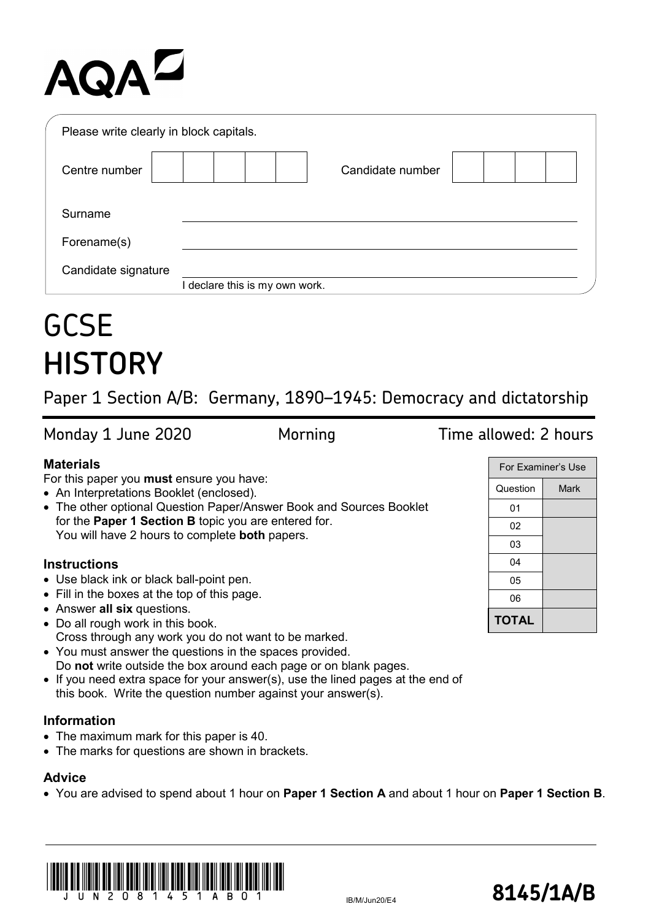AQA

Please write clearly in block capitals.

| Centre number | | Candidate number | |
|---|---|---|---|

Surname

Forename(s)

Candidate signature

I declare this is my own work.

# GCSE
# HISTORY

## Paper 1 Section A/B: Germany, 1890–1945: Democracy and dictatorship

Monday 1 June 2020 Morning Time allowed: 2 hours

### Materials

For this paper you **must** ensure you have:

- An Interpretations Booklet (enclosed).
- The other optional Question Paper/Answer Book and Sources Booklet for the **Paper 1 Section B** topic you are entered for. You will have 2 hours to complete **both** papers.

### Instructions

- Use black ink or black ball-point pen.
- Fill in the boxes at the top of this page.
- Answer **all six** questions.
- Do all rough work in this book. Cross through any work you do not want to be marked.
- You must answer the questions in the spaces provided. Do **not** write outside the box around each page or on blank pages.
- If you need extra space for your answer(s), use the lined pages at the end of this book. Write the question number against your answer(s).

### Information

- The maximum mark for this paper is 40.
- The marks for questions are shown in brackets.

### Advice

- You are advised to spend about 1 hour on **Paper 1 Section A** and about 1 hour on **Paper 1 Section B**.

| For Examiner's Use | |
|---|---|
| Question | Mark |
| 01 | |
| 02 | |
| 03 | |
| 04 | |
| 05 | |
| 06 | |
| **TOTAL** | |

JUN2081451AB01

IB/M/Jun20/E4

**8145/1A/B**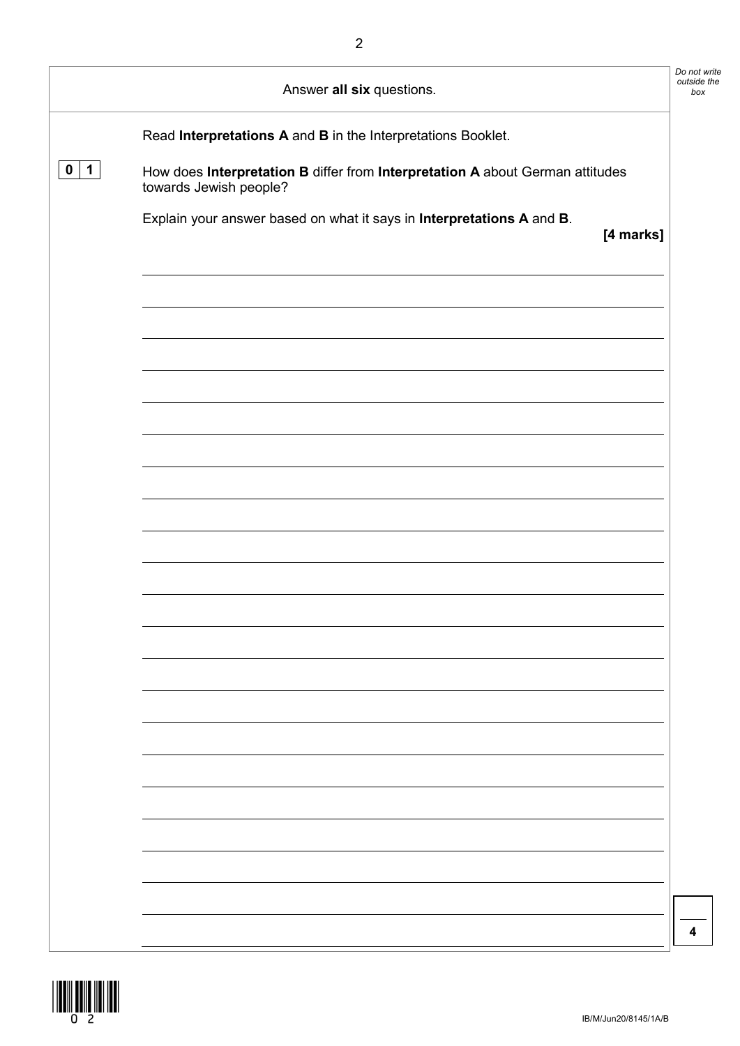Answer **all six** questions.

Read **Interpretations A** and **B** in the Interpretations Booklet.

**0 1** How does **Interpretation B** differ from **Interpretation A** about German attitudes towards Jewish people?

Explain your answer based on what it says in **Interpretations A** and **B**.

**[4 marks]**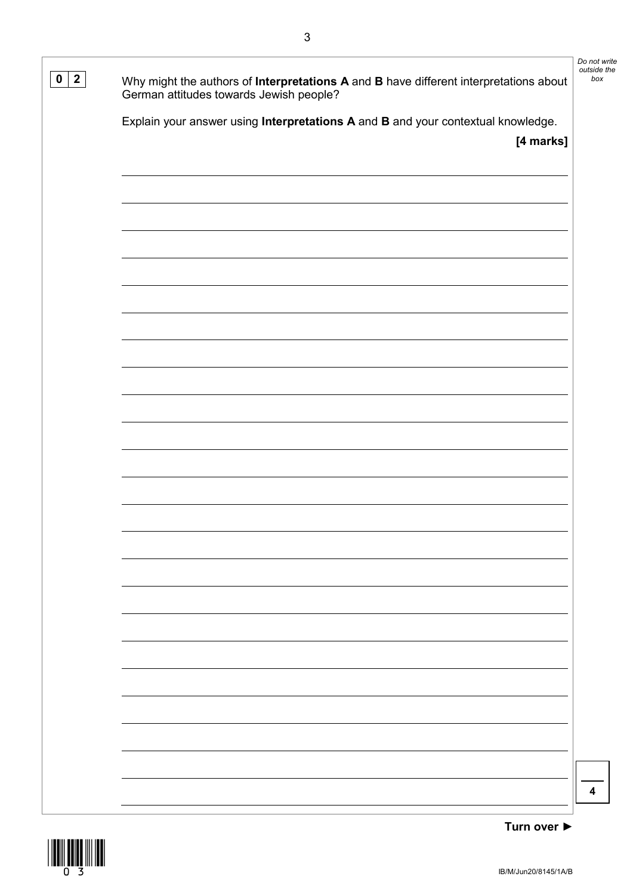**0 2** Why might the authors of **Interpretations A** and **B** have different interpretations about German attitudes towards Jewish people?

Explain your answer using **Interpretations A** and **B** and your contextual knowledge.

**[4 marks]**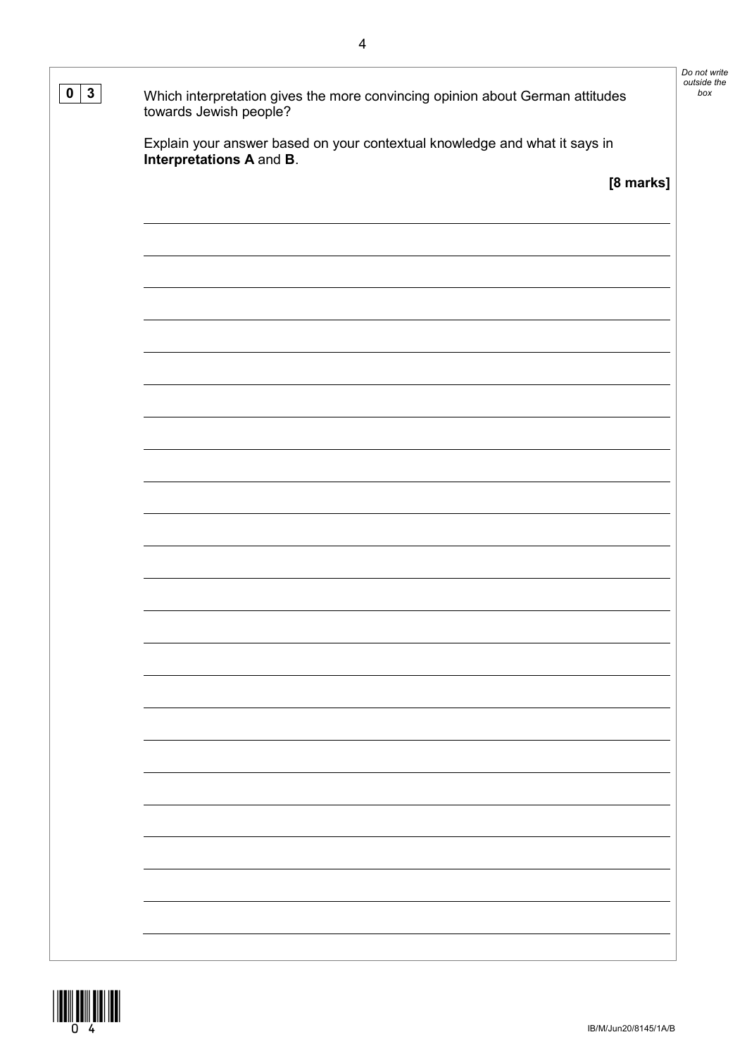**0 3** Which interpretation gives the more convincing opinion about German attitudes towards Jewish people?

Explain your answer based on your contextual knowledge and what it says in **Interpretations A** and **B**.

**[8 marks]**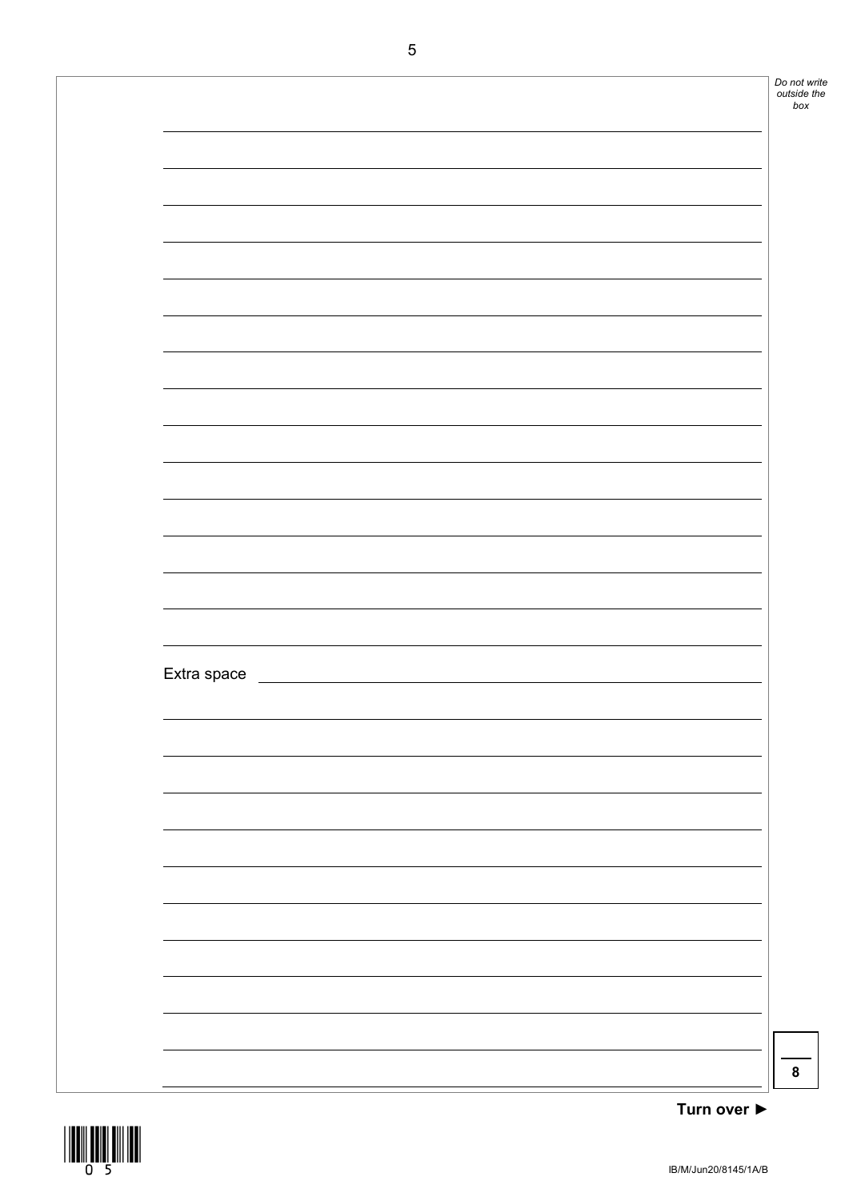Extra space

8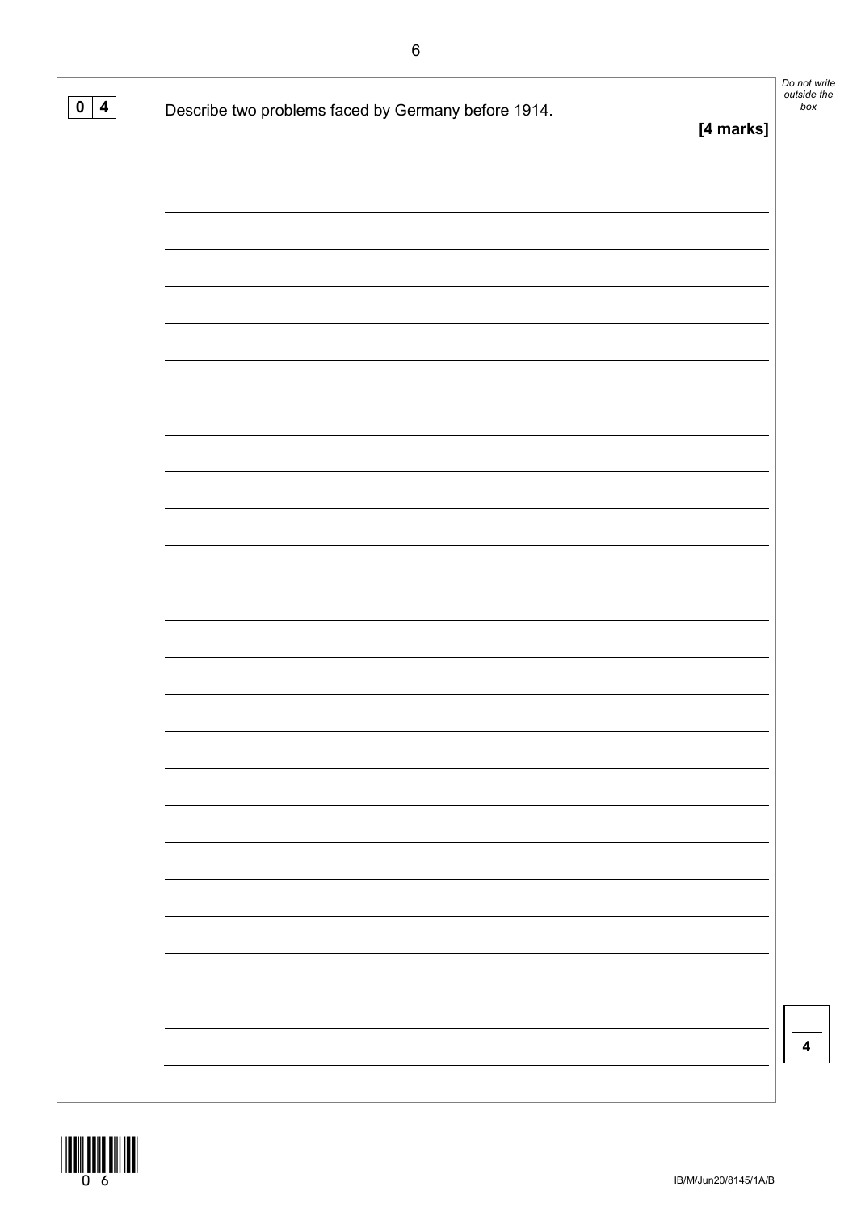**0 4** Describe two problems faced by Germany before 1914.

**[4 marks]**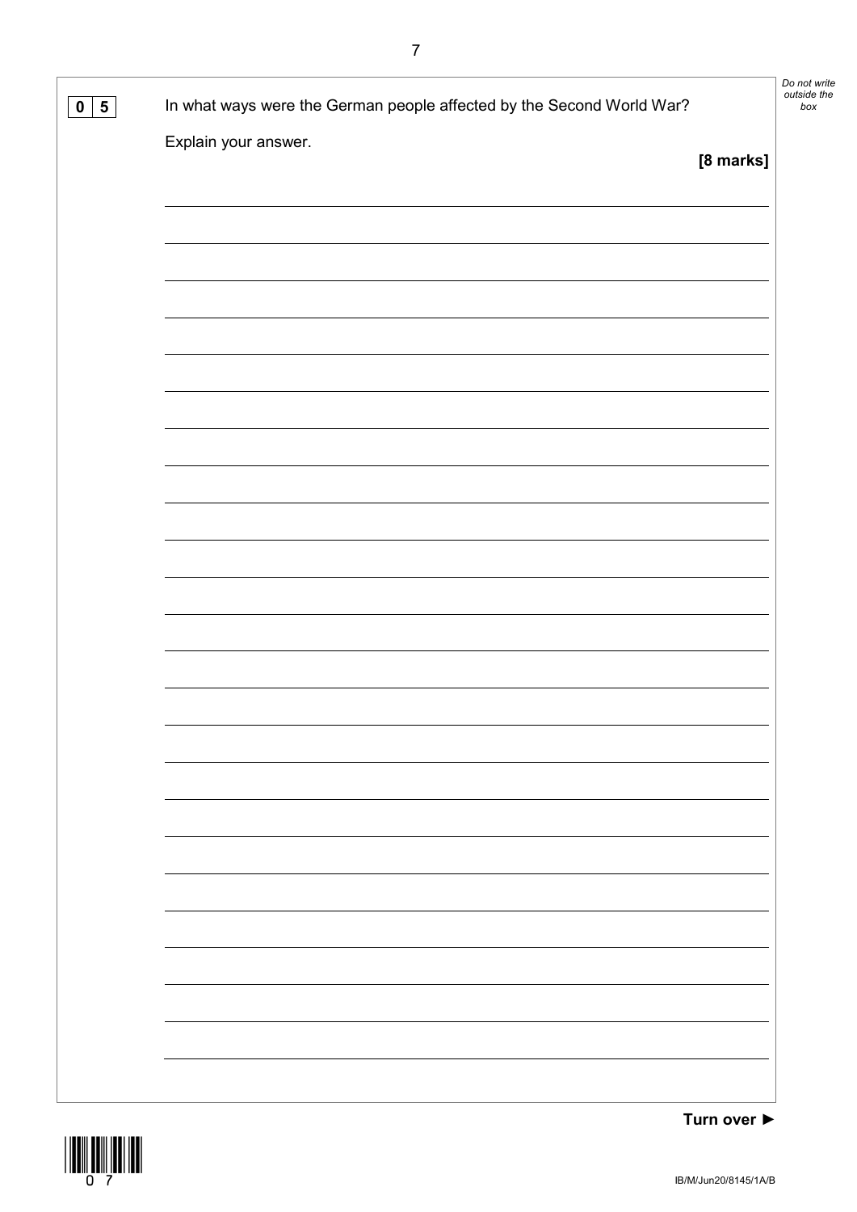**0 5** In what ways were the German people affected by the Second World War?

Explain your answer.

**[8 marks]**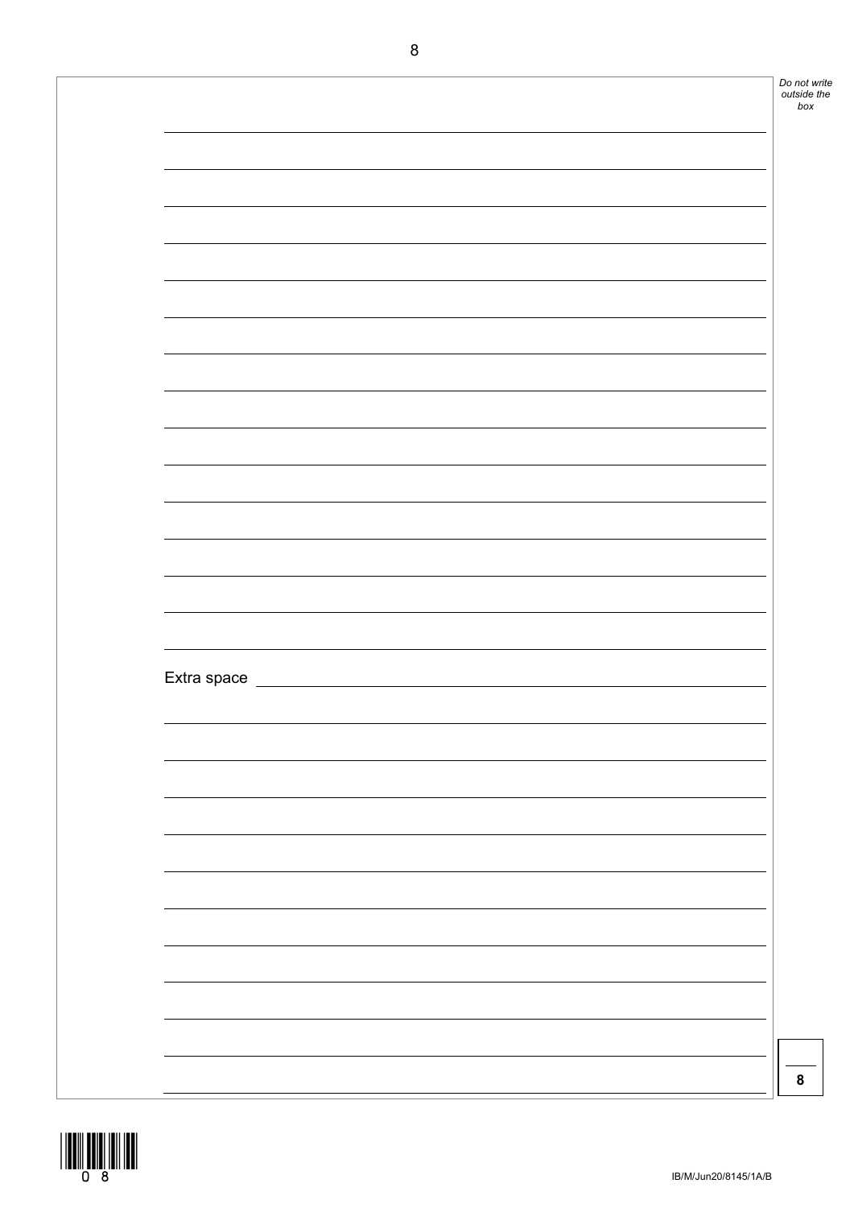Extra space

8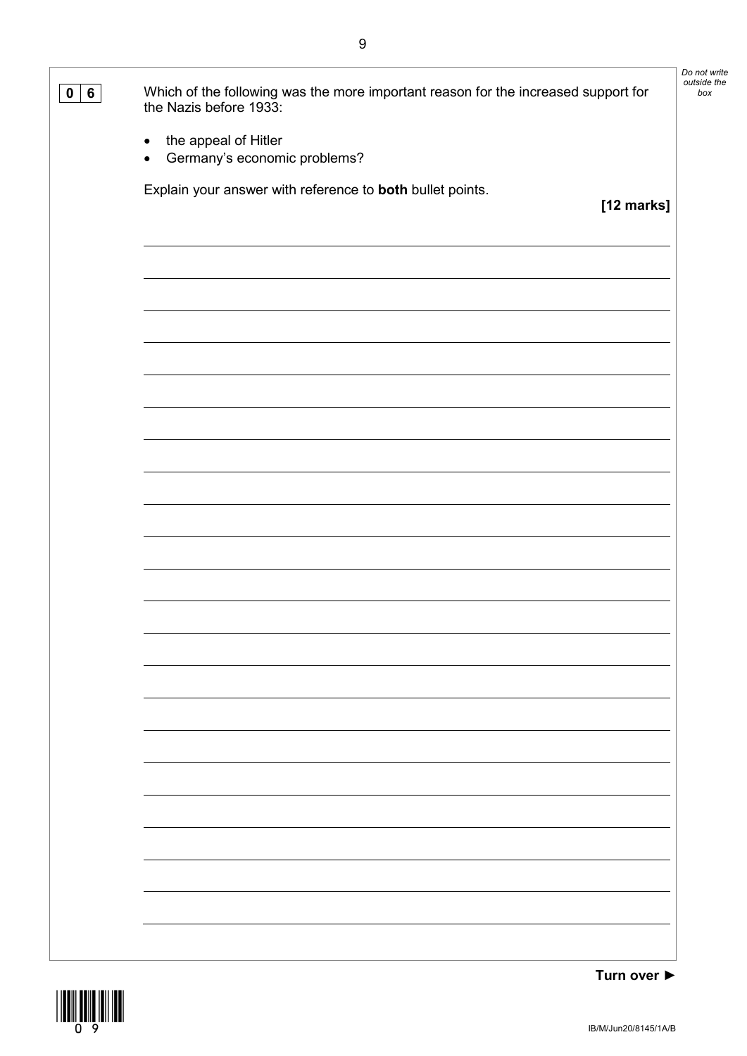**0 6** Which of the following was the more important reason for the increased support for the Nazis before 1933:

- the appeal of Hitler
- Germany's economic problems?

Explain your answer with reference to **both** bullet points.

**[12 marks]**

Turn over ►

IB/M/Jun20/8145/1A/B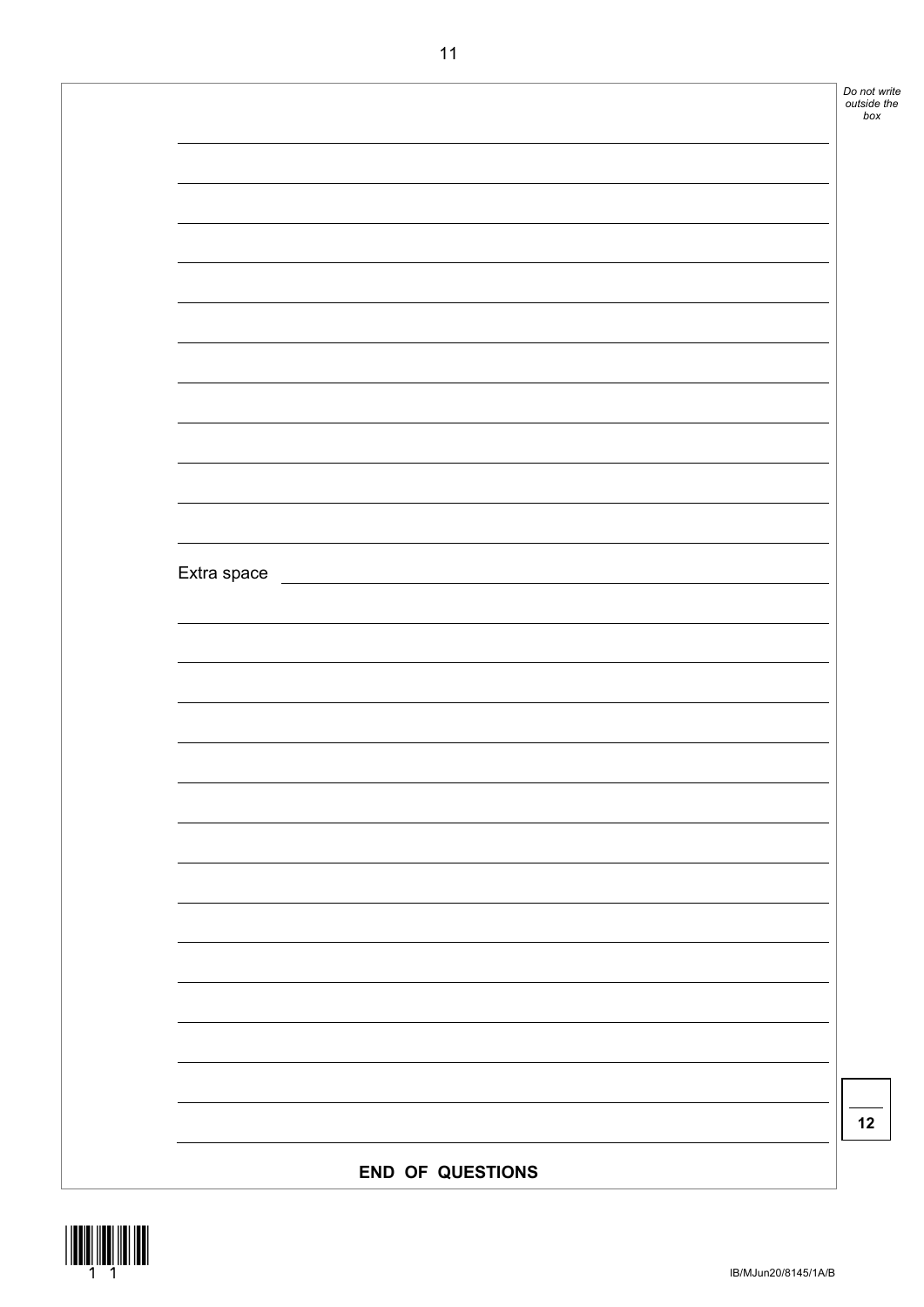Extra space

**12**

**END OF QUESTIONS**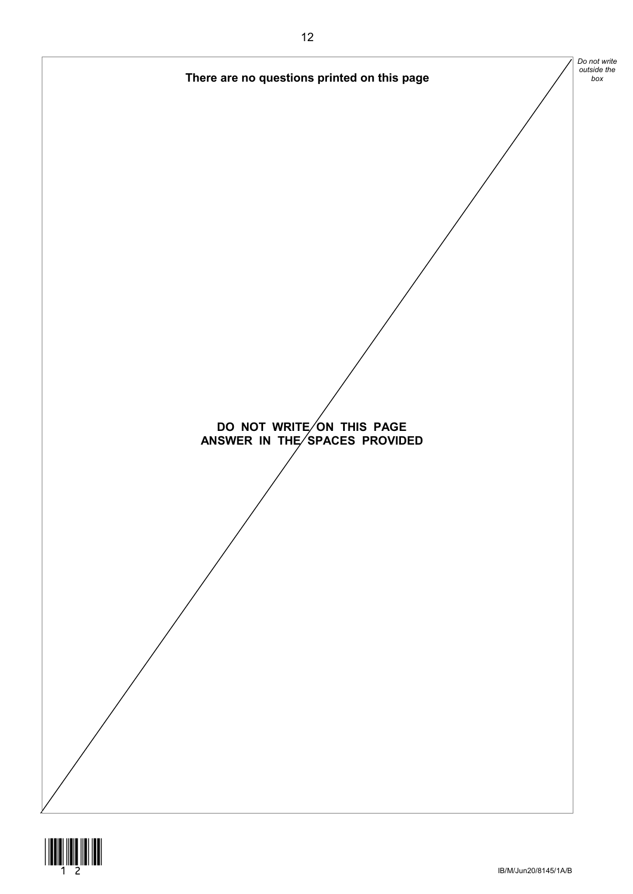**There are no questions printed on this page**

**DO NOT WRITE ON THIS PAGE**
**ANSWER IN THE SPACES PROVIDED**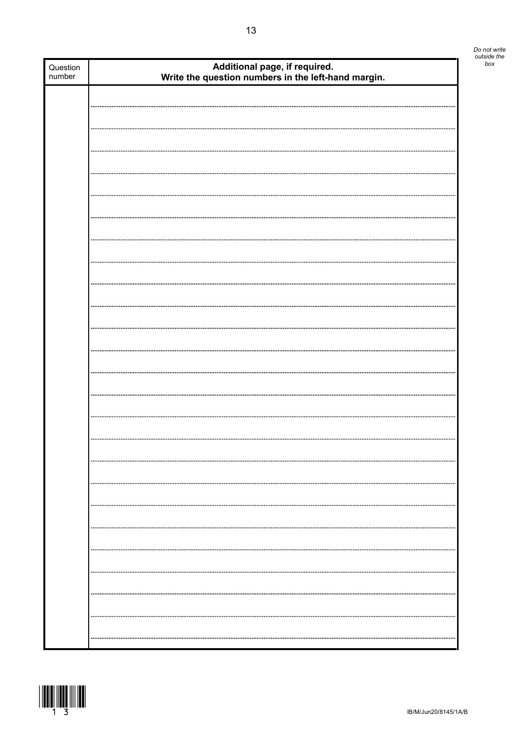*Do not write outside the box*

| Question number | **Additional page, if required. Write the question numbers in the left-hand margin.** |
| --- | --- |
| | |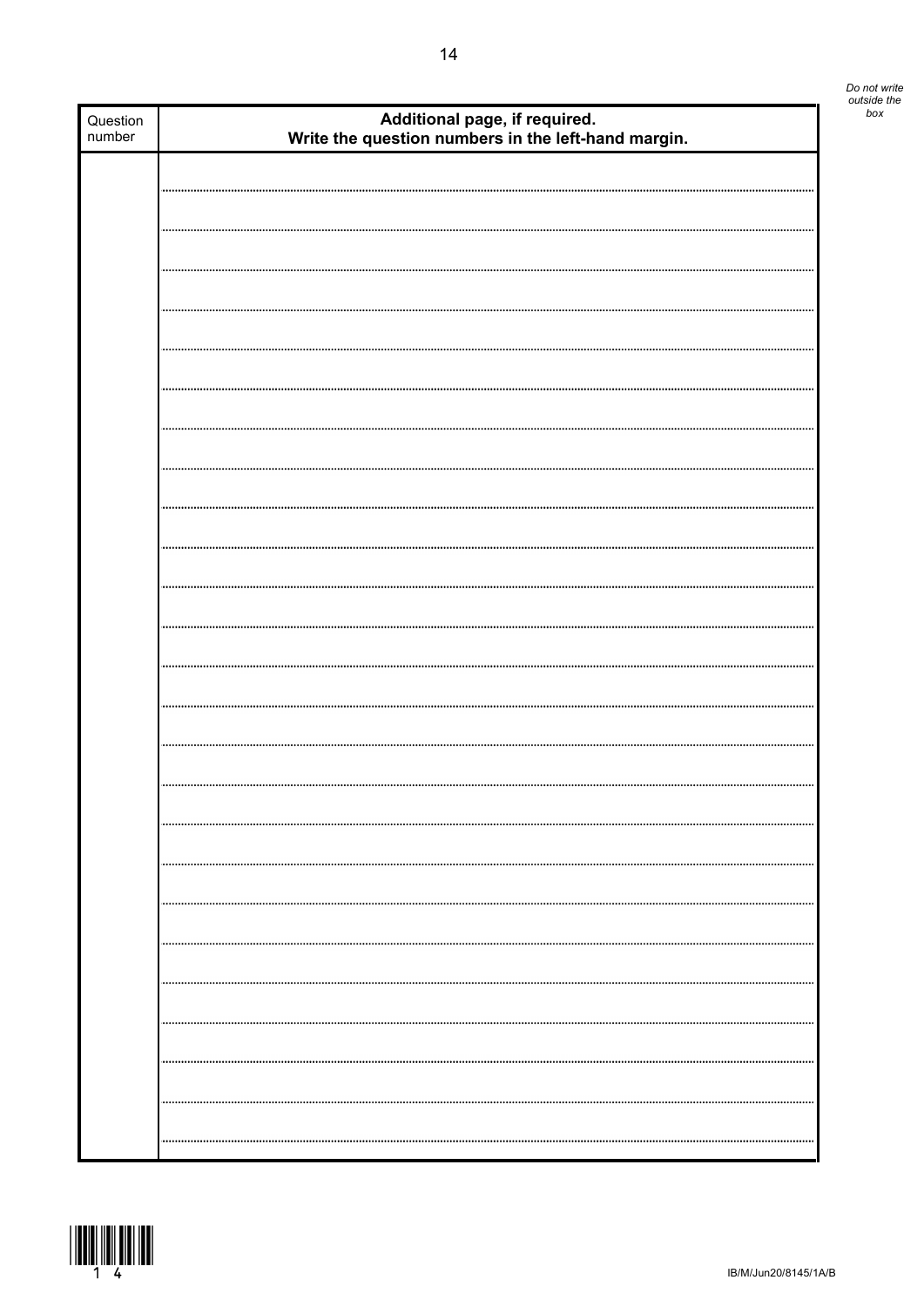| Question number | **Additional page, if required.** **Write the question numbers in the left-hand margin.** |
|---|---|
| | |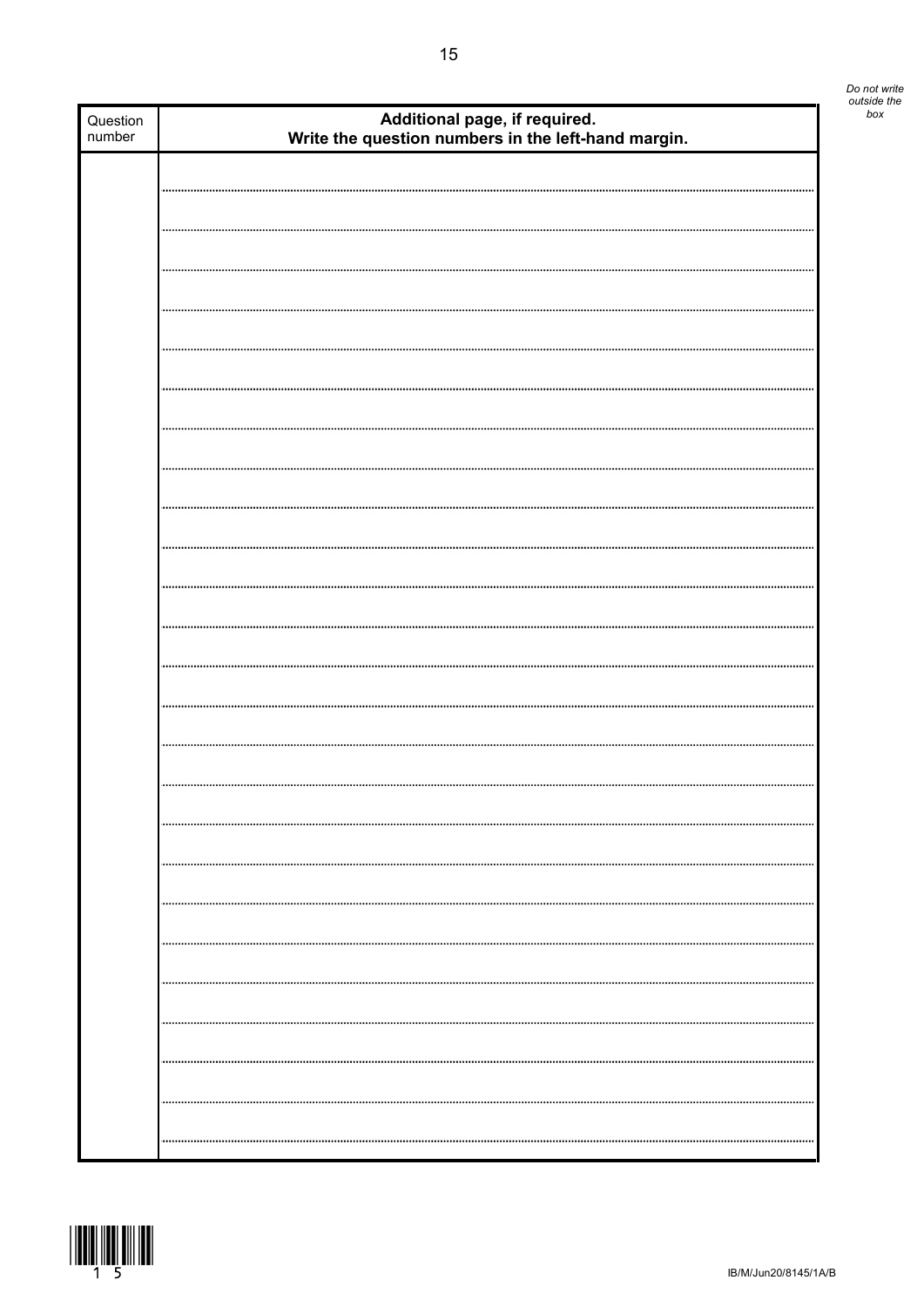*Do not write outside the box*

| Question number | **Additional page, if required.** **Write the question numbers in the left-hand margin.** |
|---|---|
| | |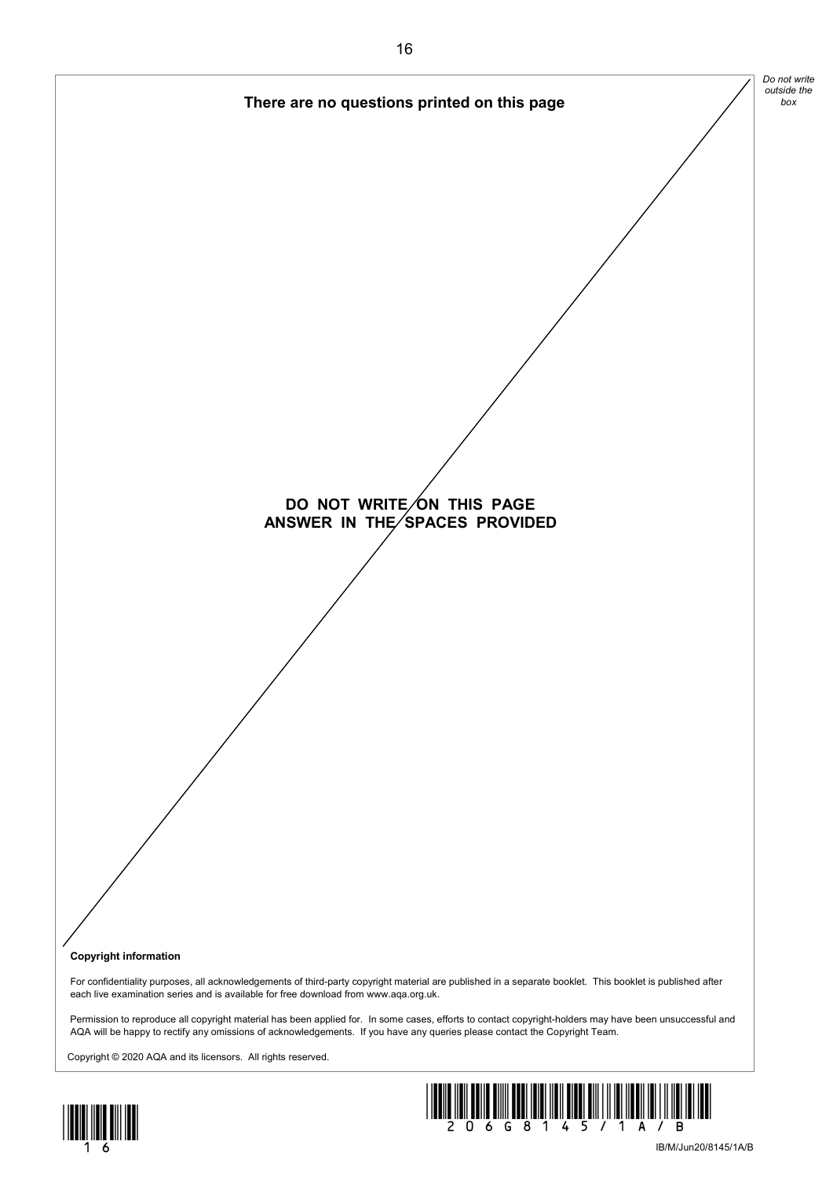**There are no questions printed on this page**

**DO NOT WRITE ON THIS PAGE**
**ANSWER IN THE SPACES PROVIDED**

**Copyright information**

For confidentiality purposes, all acknowledgements of third-party copyright material are published in a separate booklet. This booklet is published after each live examination series and is available for free download from www.aqa.org.uk.

Permission to reproduce all copyright material has been applied for. In some cases, efforts to contact copyright-holders may have been unsuccessful and AQA will be happy to rectify any omissions of acknowledgements. If you have any queries please contact the Copyright Team.

Copyright © 2020 AQA and its licensors. All rights reserved.